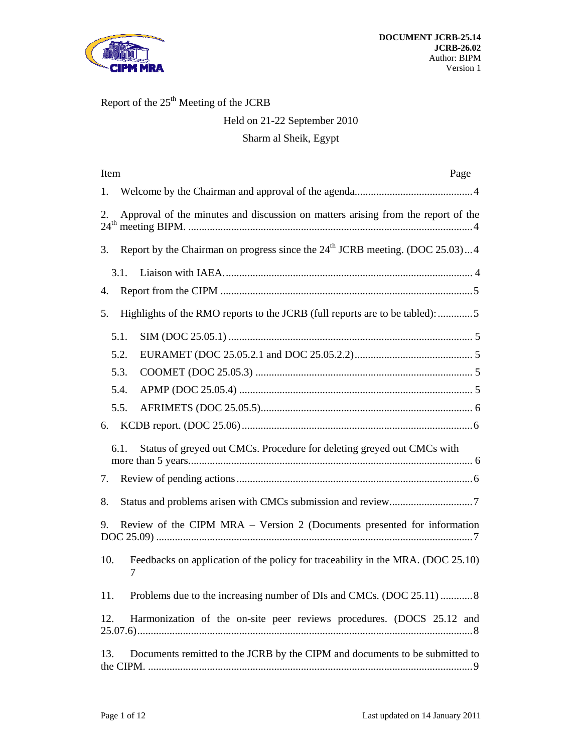DOCUMENT JCRB-25.14
JCRB-26.02
Author: BIPM
Version 1

Report of the 25th Meeting of the JCRB

Held on 21-22 September 2010

Sharm al Sheik, Egypt

| Item | Page |
|---|---|
| 1. Welcome by the Chairman and approval of the agenda | 4 |
| 2. Approval of the minutes and discussion on matters arising from the report of the 24th meeting BIPM. | 4 |
| 3. Report by the Chairman on progress since the 24th JCRB meeting. (DOC 25.03) | 4 |
| 3.1. Liaison with IAEA. | 4 |
| 4. Report from the CIPM | 5 |
| 5. Highlights of the RMO reports to the JCRB (full reports are to be tabled): | 5 |
| 5.1. SIM (DOC 25.05.1) | 5 |
| 5.2. EURAMET (DOC 25.05.2.1 and DOC 25.05.2.2) | 5 |
| 5.3. COOMET (DOC 25.05.3) | 5 |
| 5.4. APMP (DOC 25.05.4) | 5 |
| 5.5. AFRIMETS (DOC 25.05.5) | 6 |
| 6. KCDB report. (DOC 25.06) | 6 |
| 6.1. Status of greyed out CMCs. Procedure for deleting greyed out CMCs with more than 5 years | 6 |
| 7. Review of pending actions | 6 |
| 8. Status and problems arisen with CMCs submission and review | 7 |
| 9. Review of the CIPM MRA – Version 2 (Documents presented for information DOC 25.09) | 7 |
| 10. Feedbacks on application of the policy for traceability in the MRA. (DOC 25.10) | 7 |
| 11. Problems due to the increasing number of DIs and CMCs. (DOC 25.11) | 8 |
| 12. Harmonization of the on-site peer reviews procedures. (DOCS 25.12 and 25.07.6) | 8 |
| 13. Documents remitted to the JCRB by the CIPM and documents to be submitted to the CIPM. | 9 |

Last updated on 14 January 2011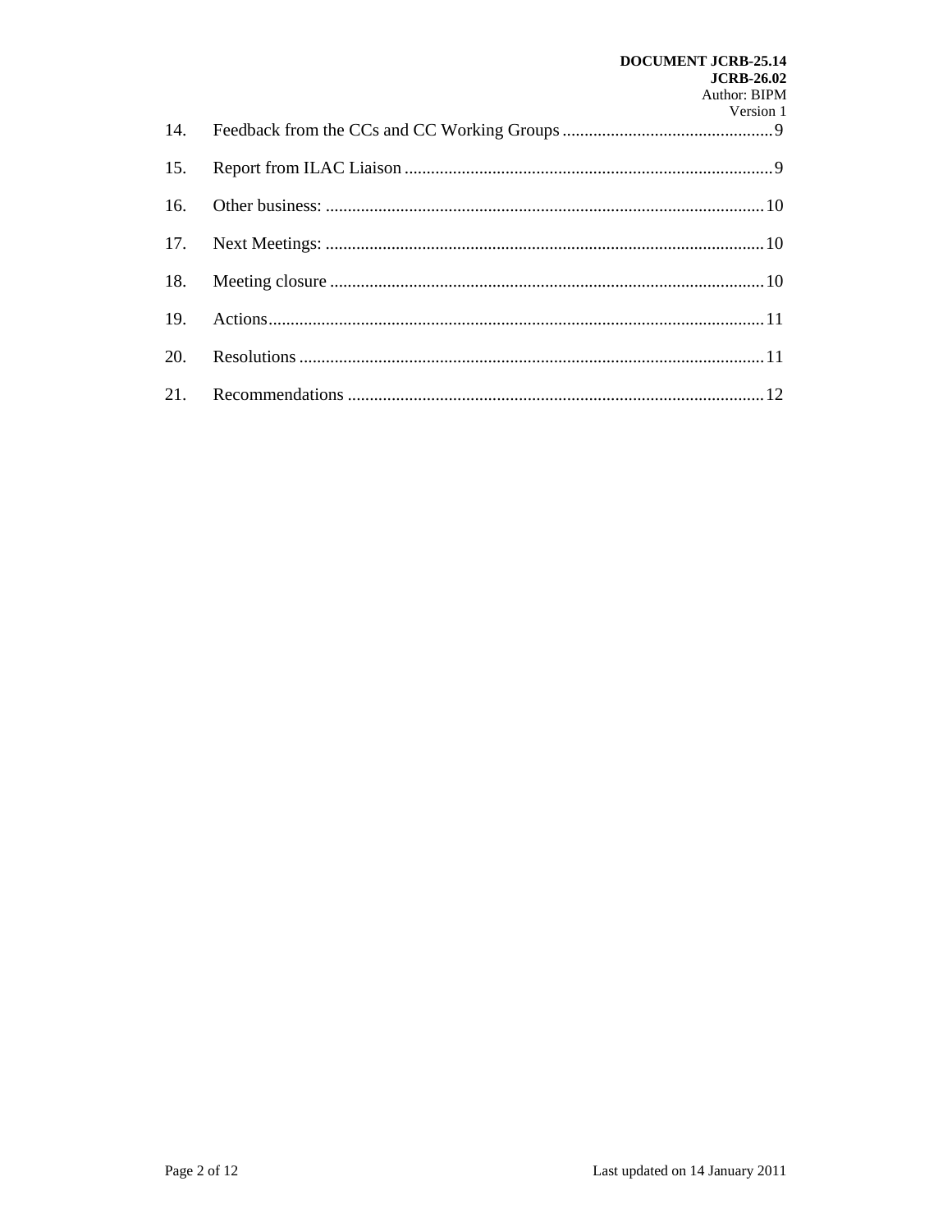14. Feedback from the CCs and CC Working Groups ................................................ 9

15. Report from ILAC Liaison ................................................................................... 9

16. Other business: ................................................................................................... 10

17. Next Meetings: .................................................................................................... 10

18. Meeting closure .................................................................................................. 10

19. Actions ................................................................................................................ 11

20. Resolutions ......................................................................................................... 11

21. Recommendations .............................................................................................. 12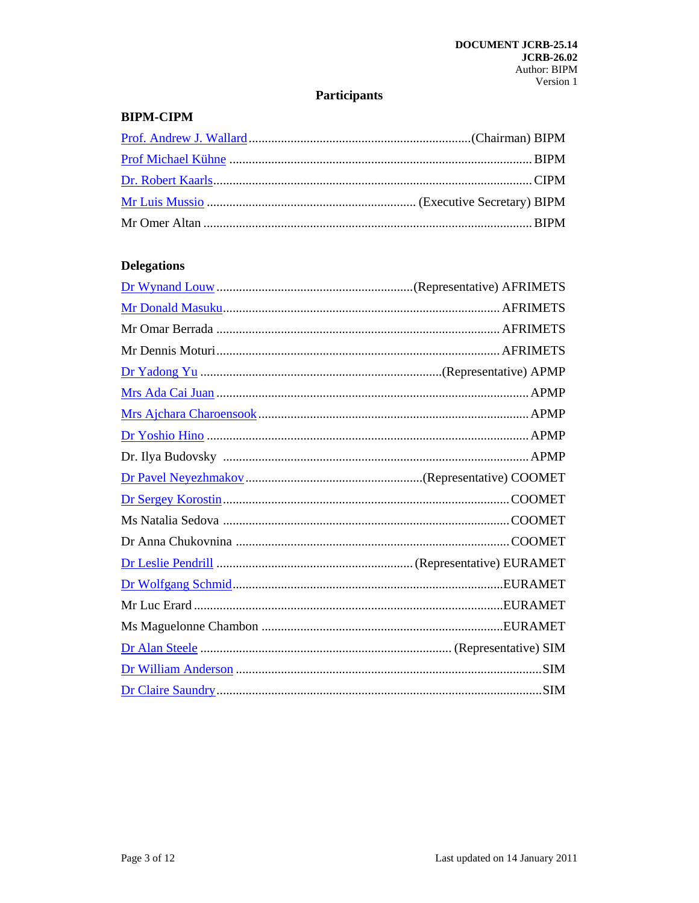DOCUMENT JCRB-25.14
JCRB-26.02
Author: BIPM
Version 1

# Participants

## BIPM-CIPM

Prof. Andrew J. Wallard ........................................(Chairman) BIPM

Prof Michael Kühne ........................................ BIPM

Dr. Robert Kaarls........................................ CIPM

Mr Luis Mussio ........................................ (Executive Secretary) BIPM

Mr Omer Altan ........................................ BIPM

## Delegations

Dr Wynand Louw........................................(Representative) AFRIMETS

Mr Donald Masuku........................................ AFRIMETS

Mr Omar Berrada ........................................ AFRIMETS

Mr Dennis Moturi........................................ AFRIMETS

Dr Yadong Yu ........................................(Representative) APMP

Mrs Ada Cai Juan ........................................ APMP

Mrs Ajchara Charoensook........................................ APMP

Dr Yoshio Hino ........................................ APMP

Dr. Ilya Budovsky ........................................ APMP

Dr Pavel Neyezhmakov........................................(Representative) COOMET

Dr Sergey Korostin........................................ COOMET

Ms Natalia Sedova ........................................ COOMET

Dr Anna Chukovnina ........................................ COOMET

Dr Leslie Pendrill ........................................ (Representative) EURAMET

Dr Wolfgang Schmid........................................EURAMET

Mr Luc Erard ........................................EURAMET

Ms Maguelonne Chambon ........................................EURAMET

Dr Alan Steele ........................................ (Representative) SIM

Dr William Anderson ........................................SIM

Dr Claire Saundry........................................SIM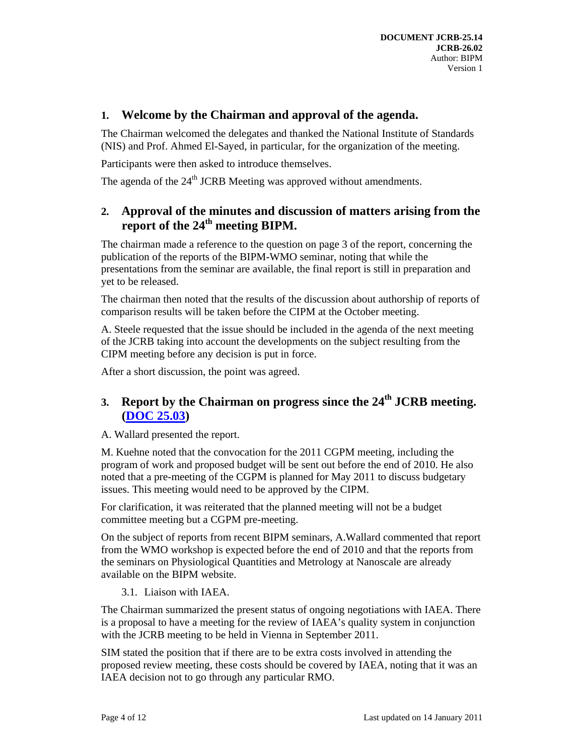## 1. Welcome by the Chairman and approval of the agenda.

The Chairman welcomed the delegates and thanked the National Institute of Standards (NIS) and Prof. Ahmed El-Sayed, in particular, for the organization of the meeting.

Participants were then asked to introduce themselves.

The agenda of the 24th JCRB Meeting was approved without amendments.

## 2. Approval of the minutes and discussion of matters arising from the report of the 24th meeting BIPM.

The chairman made a reference to the question on page 3 of the report, concerning the publication of the reports of the BIPM-WMO seminar, noting that while the presentations from the seminar are available, the final report is still in preparation and yet to be released.

The chairman then noted that the results of the discussion about authorship of reports of comparison results will be taken before the CIPM at the October meeting.

A. Steele requested that the issue should be included in the agenda of the next meeting of the JCRB taking into account the developments on the subject resulting from the CIPM meeting before any decision is put in force.

After a short discussion, the point was agreed.

## 3. Report by the Chairman on progress since the 24th JCRB meeting. (DOC 25.03)

A. Wallard presented the report.

M. Kuehne noted that the convocation for the 2011 CGPM meeting, including the program of work and proposed budget will be sent out before the end of 2010. He also noted that a pre-meeting of the CGPM is planned for May 2011 to discuss budgetary issues. This meeting would need to be approved by the CIPM.

For clarification, it was reiterated that the planned meeting will not be a budget committee meeting but a CGPM pre-meeting.

On the subject of reports from recent BIPM seminars, A.Wallard commented that report from the WMO workshop is expected before the end of 2010 and that the reports from the seminars on Physiological Quantities and Metrology at Nanoscale are already available on the BIPM website.

### 3.1. Liaison with IAEA.

The Chairman summarized the present status of ongoing negotiations with IAEA. There is a proposal to have a meeting for the review of IAEA's quality system in conjunction with the JCRB meeting to be held in Vienna in September 2011.

SIM stated the position that if there are to be extra costs involved in attending the proposed review meeting, these costs should be covered by IAEA, noting that it was an IAEA decision not to go through any particular RMO.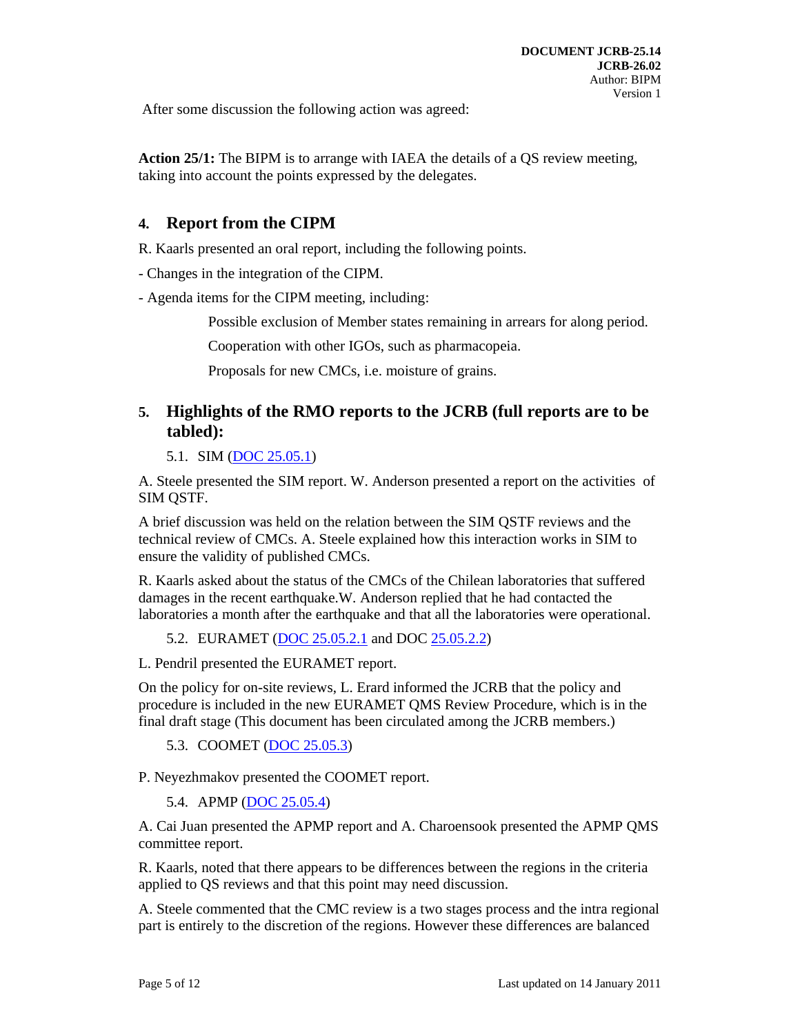After some discussion the following action was agreed:

**Action 25/1:** The BIPM is to arrange with IAEA the details of a QS review meeting, taking into account the points expressed by the delegates.

## 4. Report from the CIPM

R. Kaarls presented an oral report, including the following points.

- Changes in the integration of the CIPM.

- Agenda items for the CIPM meeting, including:

  Possible exclusion of Member states remaining in arrears for along period.

  Cooperation with other IGOs, such as pharmacopeia.

  Proposals for new CMCs, i.e. moisture of grains.

## 5. Highlights of the RMO reports to the JCRB (full reports are to be tabled):

### 5.1. SIM (DOC 25.05.1)

A. Steele presented the SIM report. W. Anderson presented a report on the activities of SIM QSTF.

A brief discussion was held on the relation between the SIM QSTF reviews and the technical review of CMCs. A. Steele explained how this interaction works in SIM to ensure the validity of published CMCs.

R. Kaarls asked about the status of the CMCs of the Chilean laboratories that suffered damages in the recent earthquake.W. Anderson replied that he had contacted the laboratories a month after the earthquake and that all the laboratories were operational.

### 5.2. EURAMET (DOC 25.05.2.1 and DOC 25.05.2.2)

L. Pendril presented the EURAMET report.

On the policy for on-site reviews, L. Erard informed the JCRB that the policy and procedure is included in the new EURAMET QMS Review Procedure, which is in the final draft stage (This document has been circulated among the JCRB members.)

### 5.3. COOMET (DOC 25.05.3)

P. Neyezhmakov presented the COOMET report.

### 5.4. APMP (DOC 25.05.4)

A. Cai Juan presented the APMP report and A. Charoensook presented the APMP QMS committee report.

R. Kaarls, noted that there appears to be differences between the regions in the criteria applied to QS reviews and that this point may need discussion.

A. Steele commented that the CMC review is a two stages process and the intra regional part is entirely to the discretion of the regions. However these differences are balanced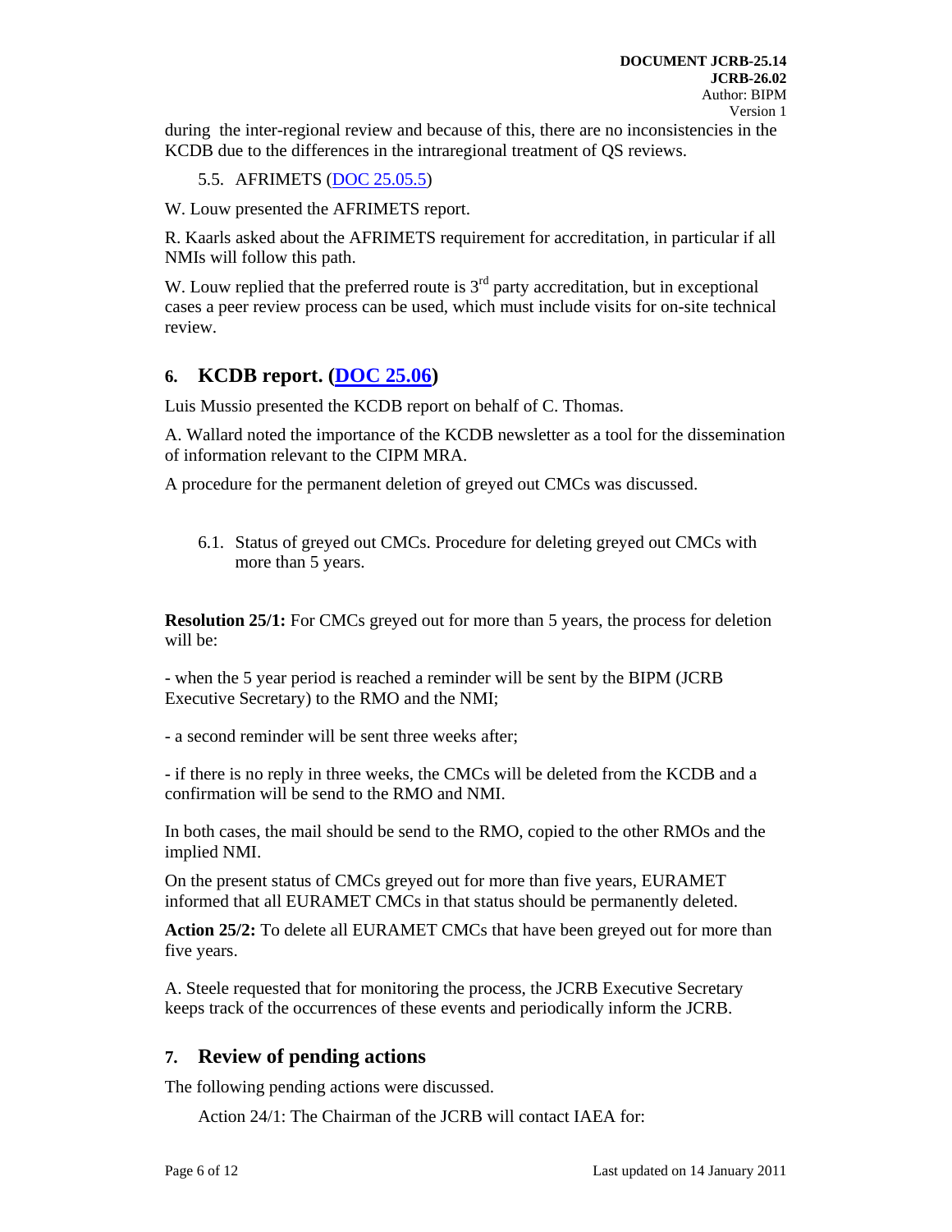during the inter-regional review and because of this, there are no inconsistencies in the KCDB due to the differences in the intraregional treatment of QS reviews.

5.5. AFRIMETS (DOC 25.05.5)

W. Louw presented the AFRIMETS report.

R. Kaarls asked about the AFRIMETS requirement for accreditation, in particular if all NMIs will follow this path.

W. Louw replied that the preferred route is 3rd party accreditation, but in exceptional cases a peer review process can be used, which must include visits for on-site technical review.

## 6. KCDB report. (DOC 25.06)

Luis Mussio presented the KCDB report on behalf of C. Thomas.

A. Wallard noted the importance of the KCDB newsletter as a tool for the dissemination of information relevant to the CIPM MRA.

A procedure for the permanent deletion of greyed out CMCs was discussed.

6.1. Status of greyed out CMCs. Procedure for deleting greyed out CMCs with more than 5 years.

**Resolution 25/1:** For CMCs greyed out for more than 5 years, the process for deletion will be:

- when the 5 year period is reached a reminder will be sent by the BIPM (JCRB Executive Secretary) to the RMO and the NMI;

- a second reminder will be sent three weeks after;

- if there is no reply in three weeks, the CMCs will be deleted from the KCDB and a confirmation will be send to the RMO and NMI.

In both cases, the mail should be send to the RMO, copied to the other RMOs and the implied NMI.

On the present status of CMCs greyed out for more than five years, EURAMET informed that all EURAMET CMCs in that status should be permanently deleted.

**Action 25/2:** To delete all EURAMET CMCs that have been greyed out for more than five years.

A. Steele requested that for monitoring the process, the JCRB Executive Secretary keeps track of the occurrences of these events and periodically inform the JCRB.

## 7. Review of pending actions

The following pending actions were discussed.

Action 24/1: The Chairman of the JCRB will contact IAEA for: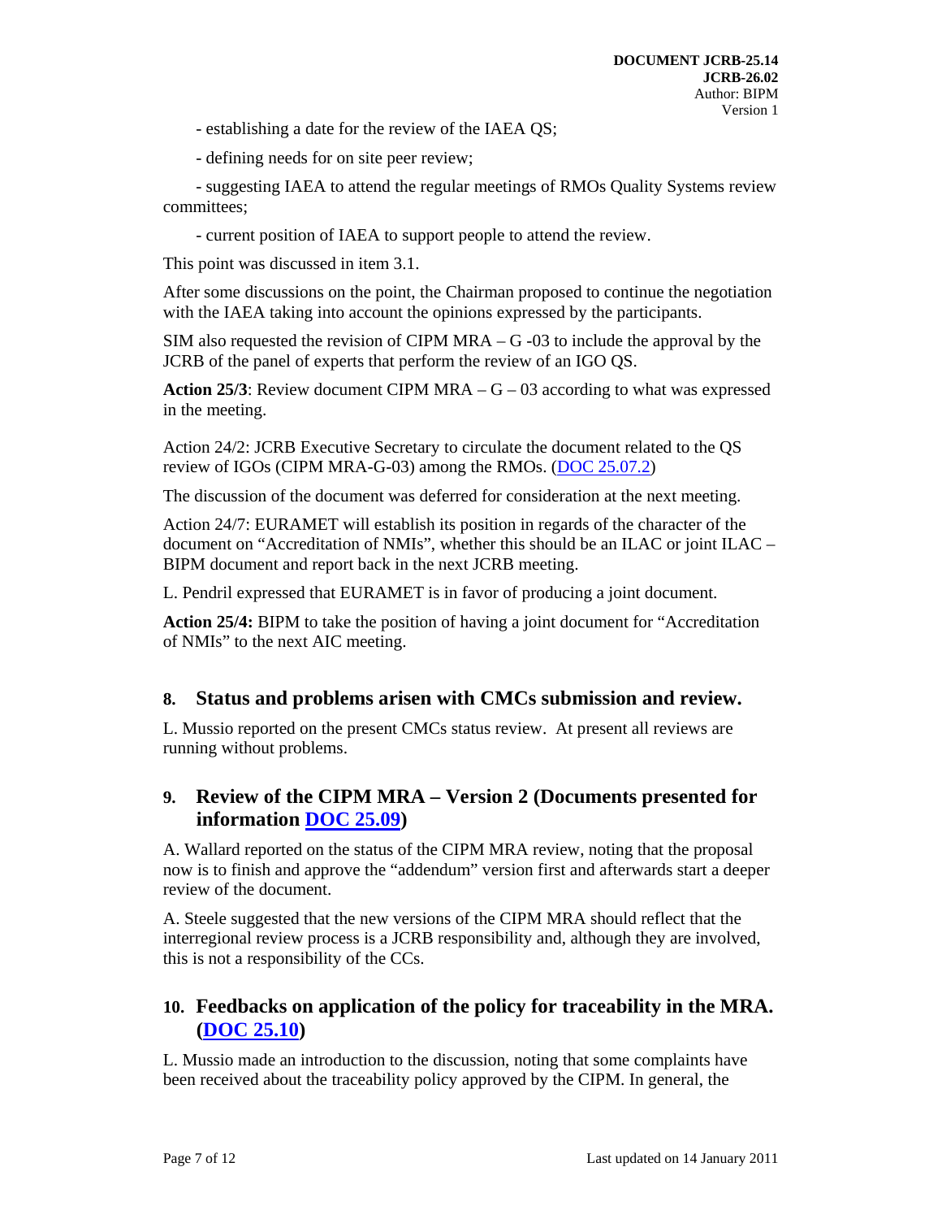- establishing a date for the review of the IAEA QS;

- defining needs for on site peer review;

- suggesting IAEA to attend the regular meetings of RMOs Quality Systems review committees;

- current position of IAEA to support people to attend the review.

This point was discussed in item 3.1.

After some discussions on the point, the Chairman proposed to continue the negotiation with the IAEA taking into account the opinions expressed by the participants.

SIM also requested the revision of CIPM MRA – G -03 to include the approval by the JCRB of the panel of experts that perform the review of an IGO QS.

**Action 25/3**: Review document CIPM MRA – G – 03 according to what was expressed in the meeting.

Action 24/2: JCRB Executive Secretary to circulate the document related to the QS review of IGOs (CIPM MRA-G-03) among the RMOs. (DOC 25.07.2)

The discussion of the document was deferred for consideration at the next meeting.

Action 24/7: EURAMET will establish its position in regards of the character of the document on "Accreditation of NMIs", whether this should be an ILAC or joint ILAC – BIPM document and report back in the next JCRB meeting.

L. Pendril expressed that EURAMET is in favor of producing a joint document.

**Action 25/4:** BIPM to take the position of having a joint document for "Accreditation of NMIs" to the next AIC meeting.

## 8. Status and problems arisen with CMCs submission and review.

L. Mussio reported on the present CMCs status review. At present all reviews are running without problems.

## 9. Review of the CIPM MRA – Version 2 (Documents presented for information DOC 25.09)

A. Wallard reported on the status of the CIPM MRA review, noting that the proposal now is to finish and approve the "addendum" version first and afterwards start a deeper review of the document.

A. Steele suggested that the new versions of the CIPM MRA should reflect that the interregional review process is a JCRB responsibility and, although they are involved, this is not a responsibility of the CCs.

## 10. Feedbacks on application of the policy for traceability in the MRA. (DOC 25.10)

L. Mussio made an introduction to the discussion, noting that some complaints have been received about the traceability policy approved by the CIPM. In general, the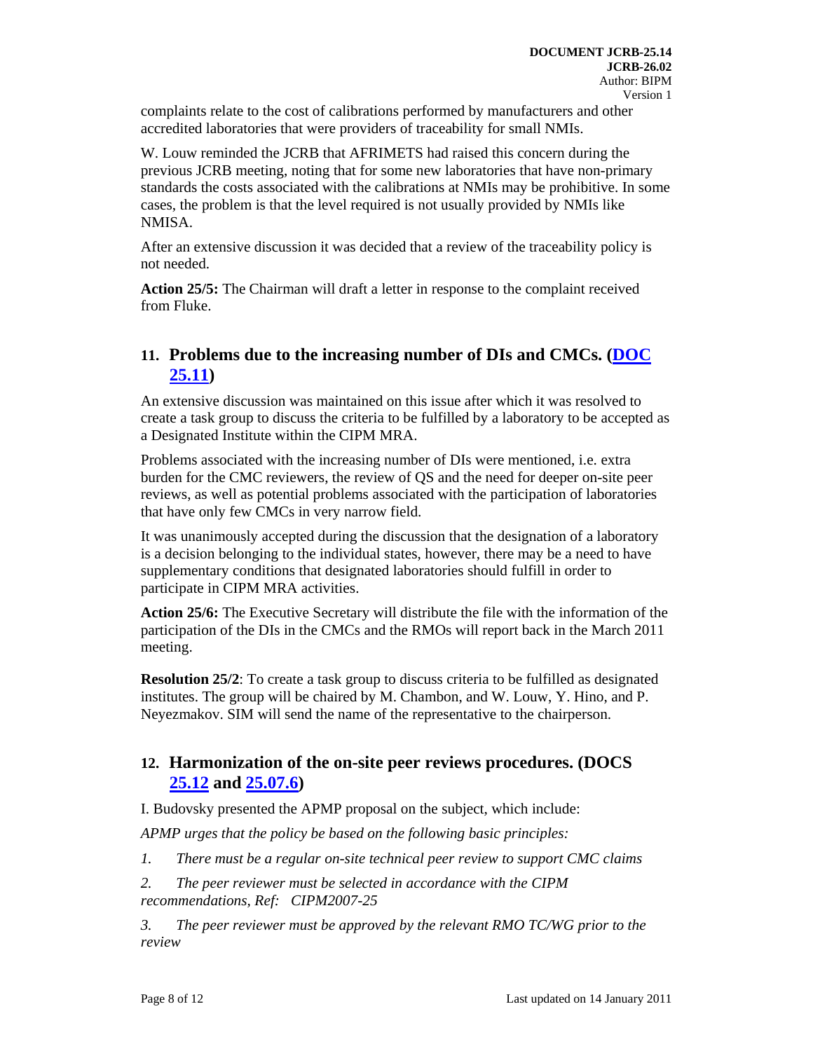complaints relate to the cost of calibrations performed by manufacturers and other accredited laboratories that were providers of traceability for small NMIs.

W. Louw reminded the JCRB that AFRIMETS had raised this concern during the previous JCRB meeting, noting that for some new laboratories that have non-primary standards the costs associated with the calibrations at NMIs may be prohibitive. In some cases, the problem is that the level required is not usually provided by NMIs like NMISA.

After an extensive discussion it was decided that a review of the traceability policy is not needed.

**Action 25/5:** The Chairman will draft a letter in response to the complaint received from Fluke.

## 11. Problems due to the increasing number of DIs and CMCs. (DOC 25.11)

An extensive discussion was maintained on this issue after which it was resolved to create a task group to discuss the criteria to be fulfilled by a laboratory to be accepted as a Designated Institute within the CIPM MRA.

Problems associated with the increasing number of DIs were mentioned, i.e. extra burden for the CMC reviewers, the review of QS and the need for deeper on-site peer reviews, as well as potential problems associated with the participation of laboratories that have only few CMCs in very narrow field.

It was unanimously accepted during the discussion that the designation of a laboratory is a decision belonging to the individual states, however, there may be a need to have supplementary conditions that designated laboratories should fulfill in order to participate in CIPM MRA activities.

**Action 25/6:** The Executive Secretary will distribute the file with the information of the participation of the DIs in the CMCs and the RMOs will report back in the March 2011 meeting.

**Resolution 25/2**: To create a task group to discuss criteria to be fulfilled as designated institutes. The group will be chaired by M. Chambon, and W. Louw, Y. Hino, and P. Neyezmakov. SIM will send the name of the representative to the chairperson.

## 12. Harmonization of the on-site peer reviews procedures. (DOCS 25.12 and 25.07.6)

I. Budovsky presented the APMP proposal on the subject, which include:

*APMP urges that the policy be based on the following basic principles:*

*1. There must be a regular on-site technical peer review to support CMC claims*

*2. The peer reviewer must be selected in accordance with the CIPM recommendations, Ref: CIPM2007-25*

*3. The peer reviewer must be approved by the relevant RMO TC/WG prior to the review*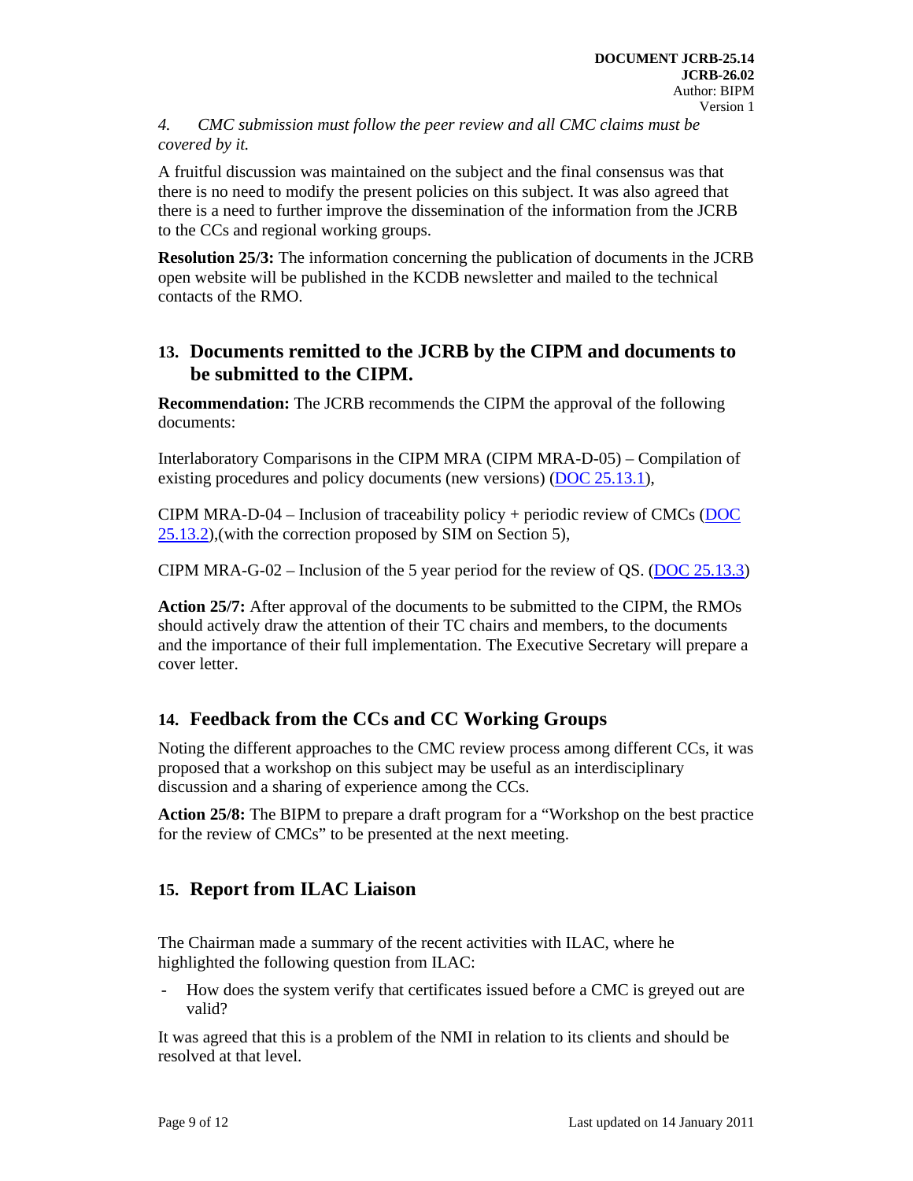*4. CMC submission must follow the peer review and all CMC claims must be covered by it.*

A fruitful discussion was maintained on the subject and the final consensus was that there is no need to modify the present policies on this subject. It was also agreed that there is a need to further improve the dissemination of the information from the JCRB to the CCs and regional working groups.

**Resolution 25/3:** The information concerning the publication of documents in the JCRB open website will be published in the KCDB newsletter and mailed to the technical contacts of the RMO.

## 13. Documents remitted to the JCRB by the CIPM and documents to be submitted to the CIPM.

**Recommendation:** The JCRB recommends the CIPM the approval of the following documents:

Interlaboratory Comparisons in the CIPM MRA (CIPM MRA-D-05) – Compilation of existing procedures and policy documents (new versions) (DOC 25.13.1),

CIPM MRA-D-04 – Inclusion of traceability policy + periodic review of CMCs (DOC 25.13.2),(with the correction proposed by SIM on Section 5),

CIPM MRA-G-02 – Inclusion of the 5 year period for the review of QS. (DOC 25.13.3)

**Action 25/7:** After approval of the documents to be submitted to the CIPM, the RMOs should actively draw the attention of their TC chairs and members, to the documents and the importance of their full implementation. The Executive Secretary will prepare a cover letter.

## 14. Feedback from the CCs and CC Working Groups

Noting the different approaches to the CMC review process among different CCs, it was proposed that a workshop on this subject may be useful as an interdisciplinary discussion and a sharing of experience among the CCs.

**Action 25/8:** The BIPM to prepare a draft program for a "Workshop on the best practice for the review of CMCs" to be presented at the next meeting.

## 15. Report from ILAC Liaison

The Chairman made a summary of the recent activities with ILAC, where he highlighted the following question from ILAC:

- How does the system verify that certificates issued before a CMC is greyed out are valid?

It was agreed that this is a problem of the NMI in relation to its clients and should be resolved at that level.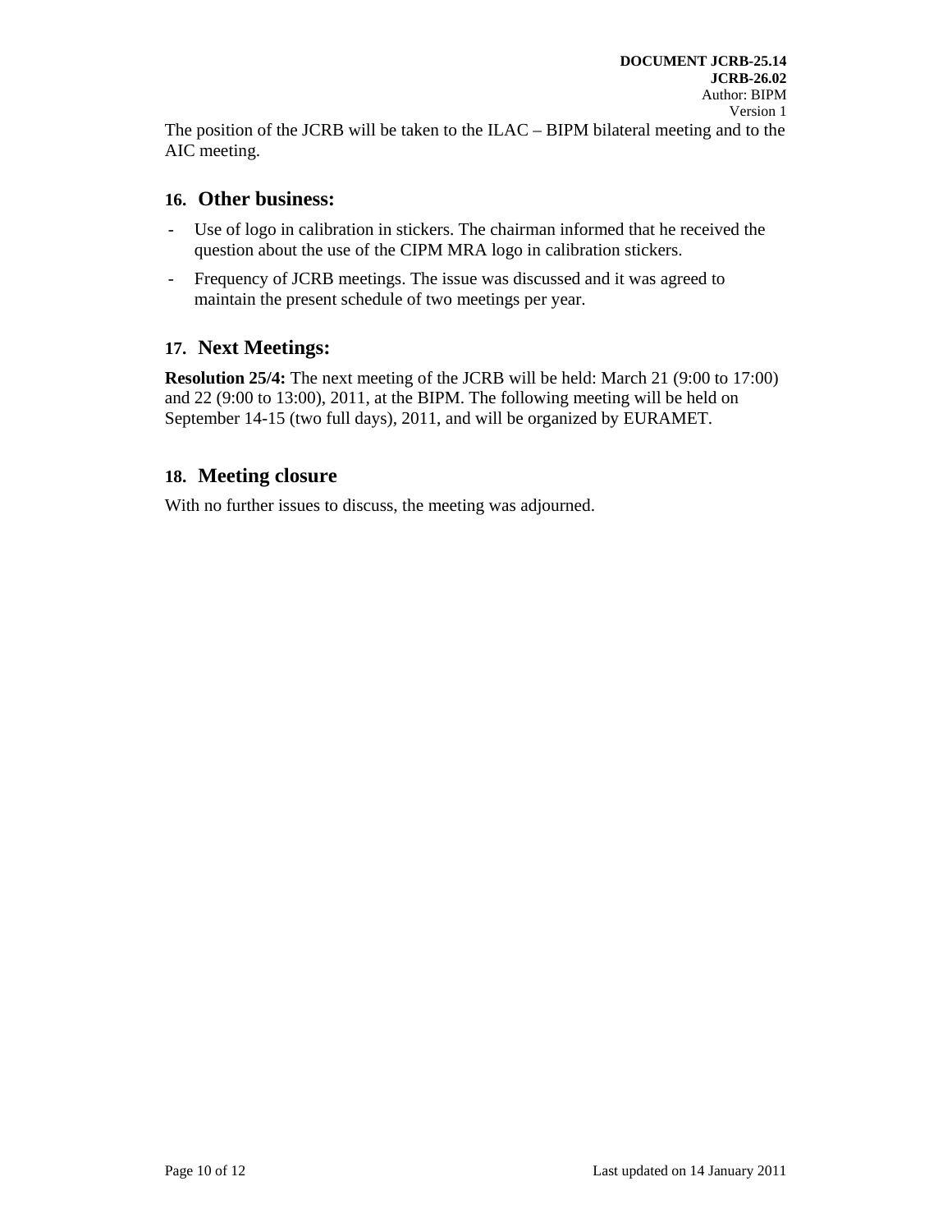The position of the JCRB will be taken to the ILAC – BIPM bilateral meeting and to the AIC meeting.

## 16. Other business:

- Use of logo in calibration in stickers. The chairman informed that he received the question about the use of the CIPM MRA logo in calibration stickers.
- Frequency of JCRB meetings. The issue was discussed and it was agreed to maintain the present schedule of two meetings per year.

## 17. Next Meetings:

**Resolution 25/4:** The next meeting of the JCRB will be held: March 21 (9:00 to 17:00) and 22 (9:00 to 13:00), 2011, at the BIPM. The following meeting will be held on September 14-15 (two full days), 2011, and will be organized by EURAMET.

## 18. Meeting closure

With no further issues to discuss, the meeting was adjourned.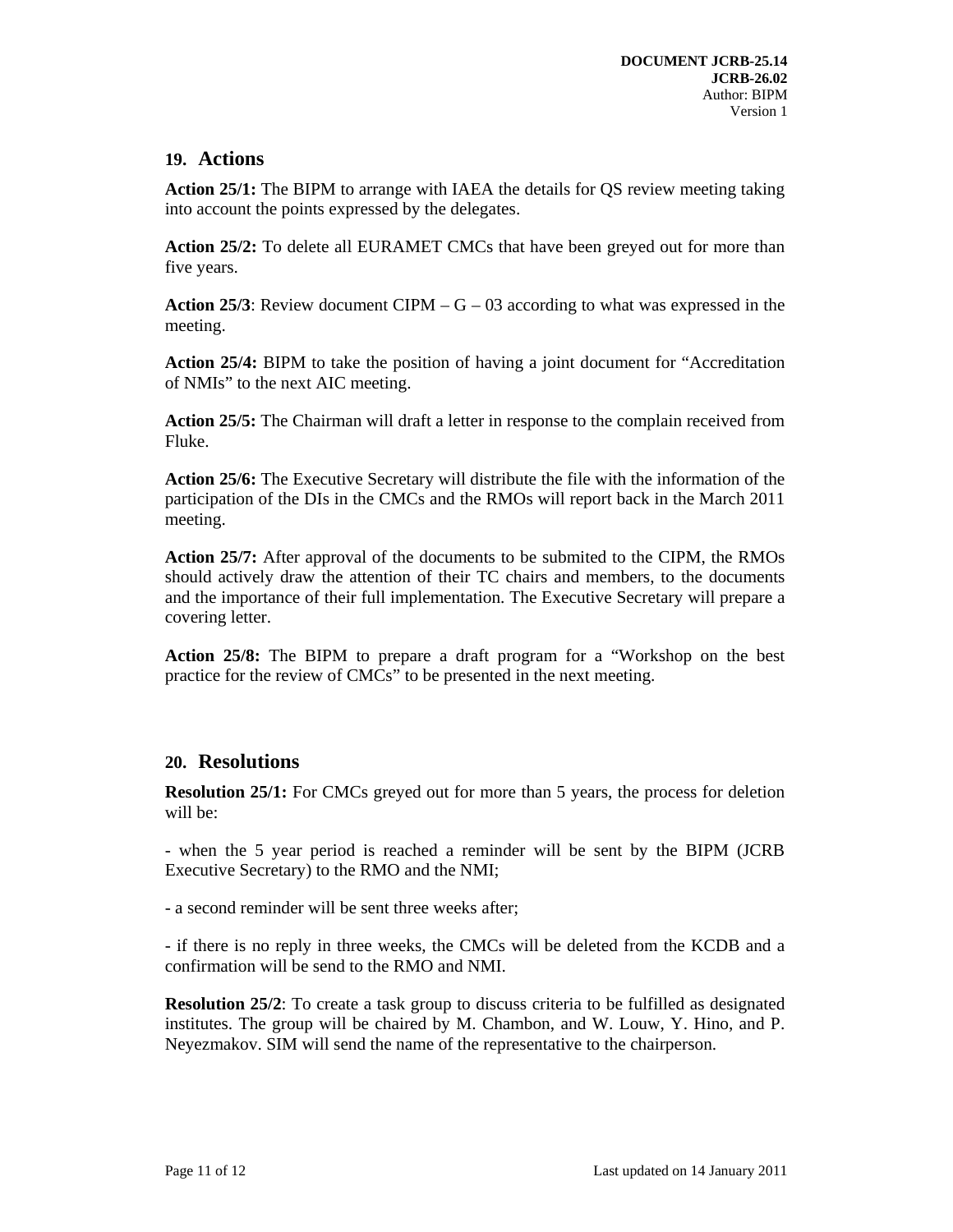## 19. Actions

**Action 25/1:** The BIPM to arrange with IAEA the details for QS review meeting taking into account the points expressed by the delegates.

**Action 25/2:** To delete all EURAMET CMCs that have been greyed out for more than five years.

**Action 25/3**: Review document CIPM – G – 03 according to what was expressed in the meeting.

**Action 25/4:** BIPM to take the position of having a joint document for "Accreditation of NMIs" to the next AIC meeting.

**Action 25/5:** The Chairman will draft a letter in response to the complain received from Fluke.

**Action 25/6:** The Executive Secretary will distribute the file with the information of the participation of the DIs in the CMCs and the RMOs will report back in the March 2011 meeting.

**Action 25/7:** After approval of the documents to be submited to the CIPM, the RMOs should actively draw the attention of their TC chairs and members, to the documents and the importance of their full implementation. The Executive Secretary will prepare a covering letter.

**Action 25/8:** The BIPM to prepare a draft program for a "Workshop on the best practice for the review of CMCs" to be presented in the next meeting.

## 20. Resolutions

**Resolution 25/1:** For CMCs greyed out for more than 5 years, the process for deletion will be:

- when the 5 year period is reached a reminder will be sent by the BIPM (JCRB Executive Secretary) to the RMO and the NMI;

- a second reminder will be sent three weeks after;

- if there is no reply in three weeks, the CMCs will be deleted from the KCDB and a confirmation will be send to the RMO and NMI.

**Resolution 25/2**: To create a task group to discuss criteria to be fulfilled as designated institutes. The group will be chaired by M. Chambon, and W. Louw, Y. Hino, and P. Neyezmakov. SIM will send the name of the representative to the chairperson.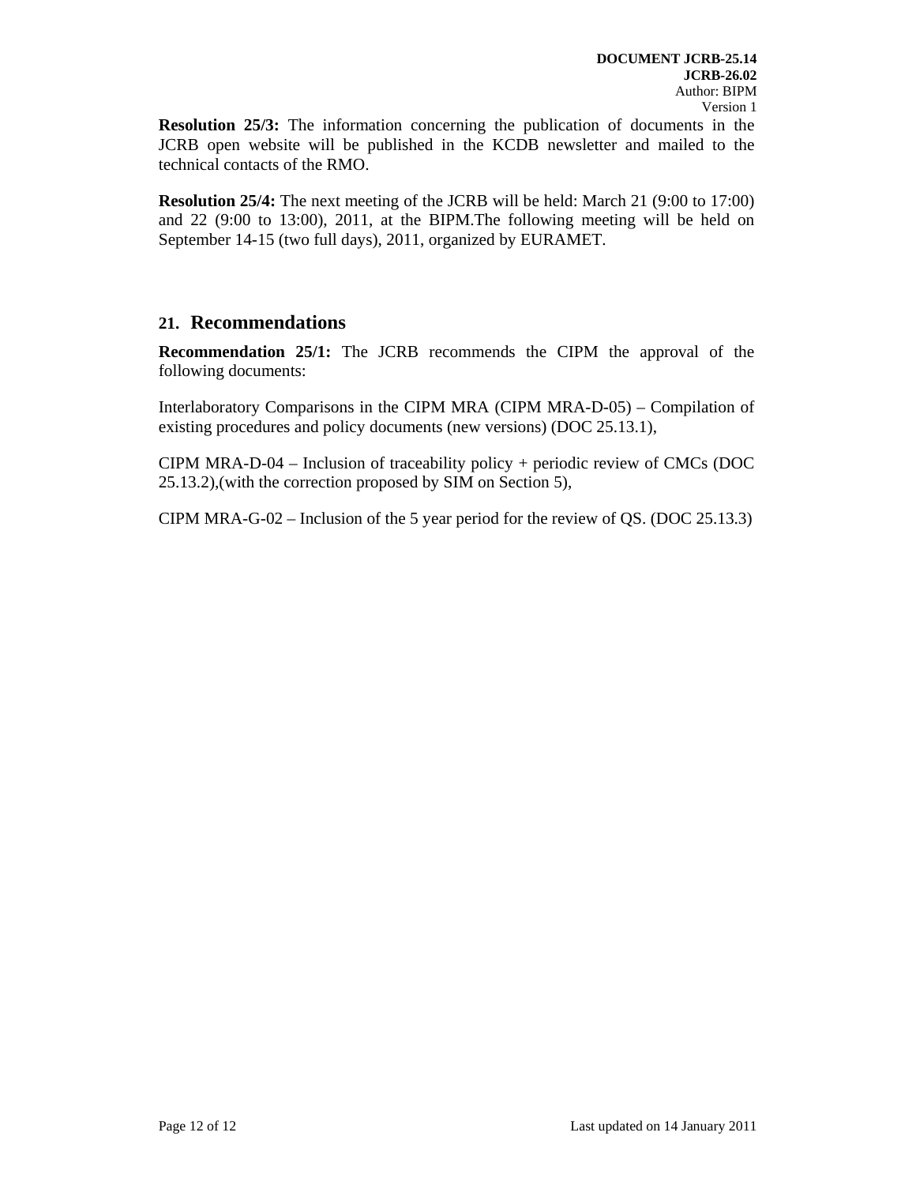**Resolution 25/3:** The information concerning the publication of documents in the JCRB open website will be published in the KCDB newsletter and mailed to the technical contacts of the RMO.

**Resolution 25/4:** The next meeting of the JCRB will be held: March 21 (9:00 to 17:00) and 22 (9:00 to 13:00), 2011, at the BIPM.The following meeting will be held on September 14-15 (two full days), 2011, organized by EURAMET.

## 21. Recommendations

**Recommendation 25/1:** The JCRB recommends the CIPM the approval of the following documents:

Interlaboratory Comparisons in the CIPM MRA (CIPM MRA-D-05) – Compilation of existing procedures and policy documents (new versions) (DOC 25.13.1),

CIPM MRA-D-04 – Inclusion of traceability policy + periodic review of CMCs (DOC 25.13.2),(with the correction proposed by SIM on Section 5),

CIPM MRA-G-02 – Inclusion of the 5 year period for the review of QS. (DOC 25.13.3)